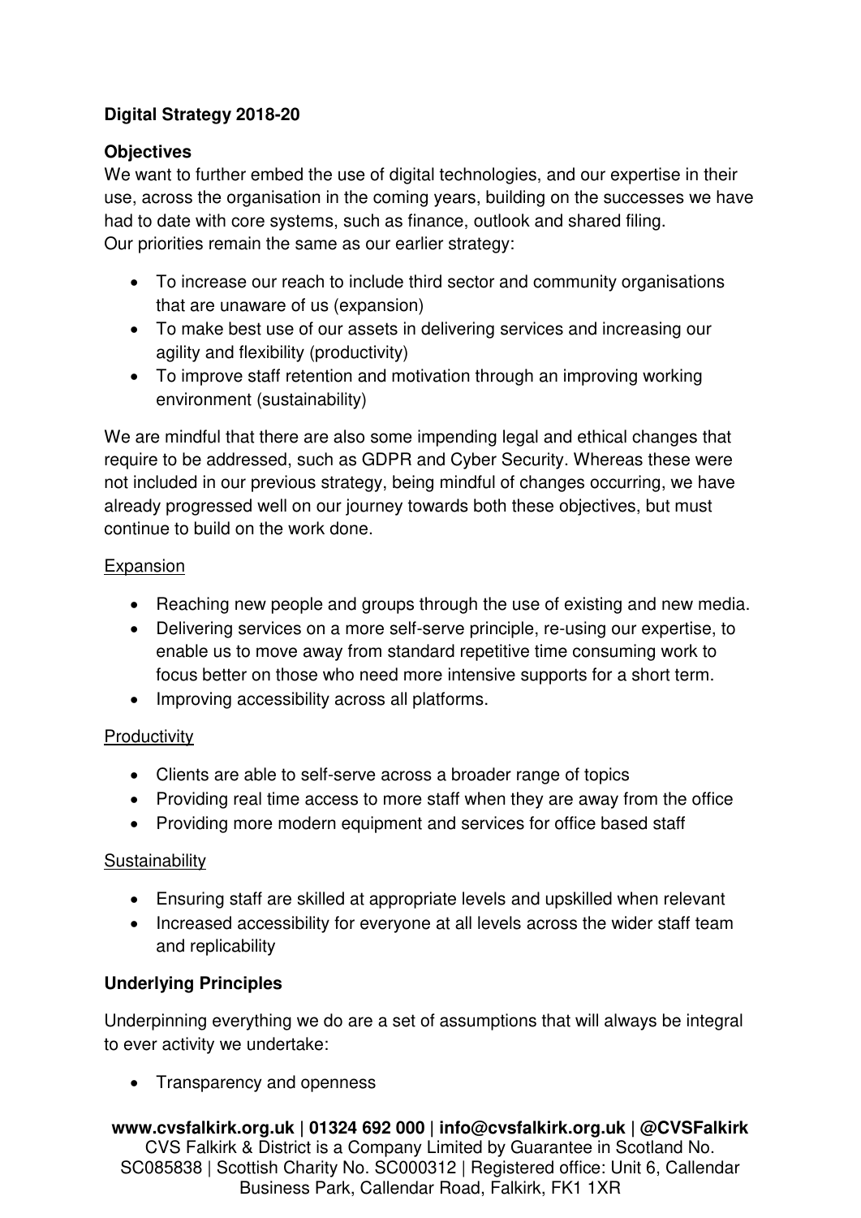**Digital Strategy 2018-20**

**Objectives**

We want to further embed the use of digital technologies, and our expertise in their use, across the organisation in the coming years, building on the successes we have had to date with core systems, such as finance, outlook and shared filing.
Our priorities remain the same as our earlier strategy:

- To increase our reach to include third sector and community organisations that are unaware of us (expansion)
- To make best use of our assets in delivering services and increasing our agility and flexibility (productivity)
- To improve staff retention and motivation through an improving working environment (sustainability)

We are mindful that there are also some impending legal and ethical changes that require to be addressed, such as GDPR and Cyber Security. Whereas these were not included in our previous strategy, being mindful of changes occurring, we have already progressed well on our journey towards both these objectives, but must continue to build on the work done.

<u>Expansion</u>

- Reaching new people and groups through the use of existing and new media.
- Delivering services on a more self-serve principle, re-using our expertise, to enable us to move away from standard repetitive time consuming work to focus better on those who need more intensive supports for a short term.
- Improving accessibility across all platforms.

<u>Productivity</u>

- Clients are able to self-serve across a broader range of topics
- Providing real time access to more staff when they are away from the office
- Providing more modern equipment and services for office based staff

<u>Sustainability</u>

- Ensuring staff are skilled at appropriate levels and upskilled when relevant
- Increased accessibility for everyone at all levels across the wider staff team and replicability

**Underlying Principles**

Underpinning everything we do are a set of assumptions that will always be integral to ever activity we undertake:

- Transparency and openness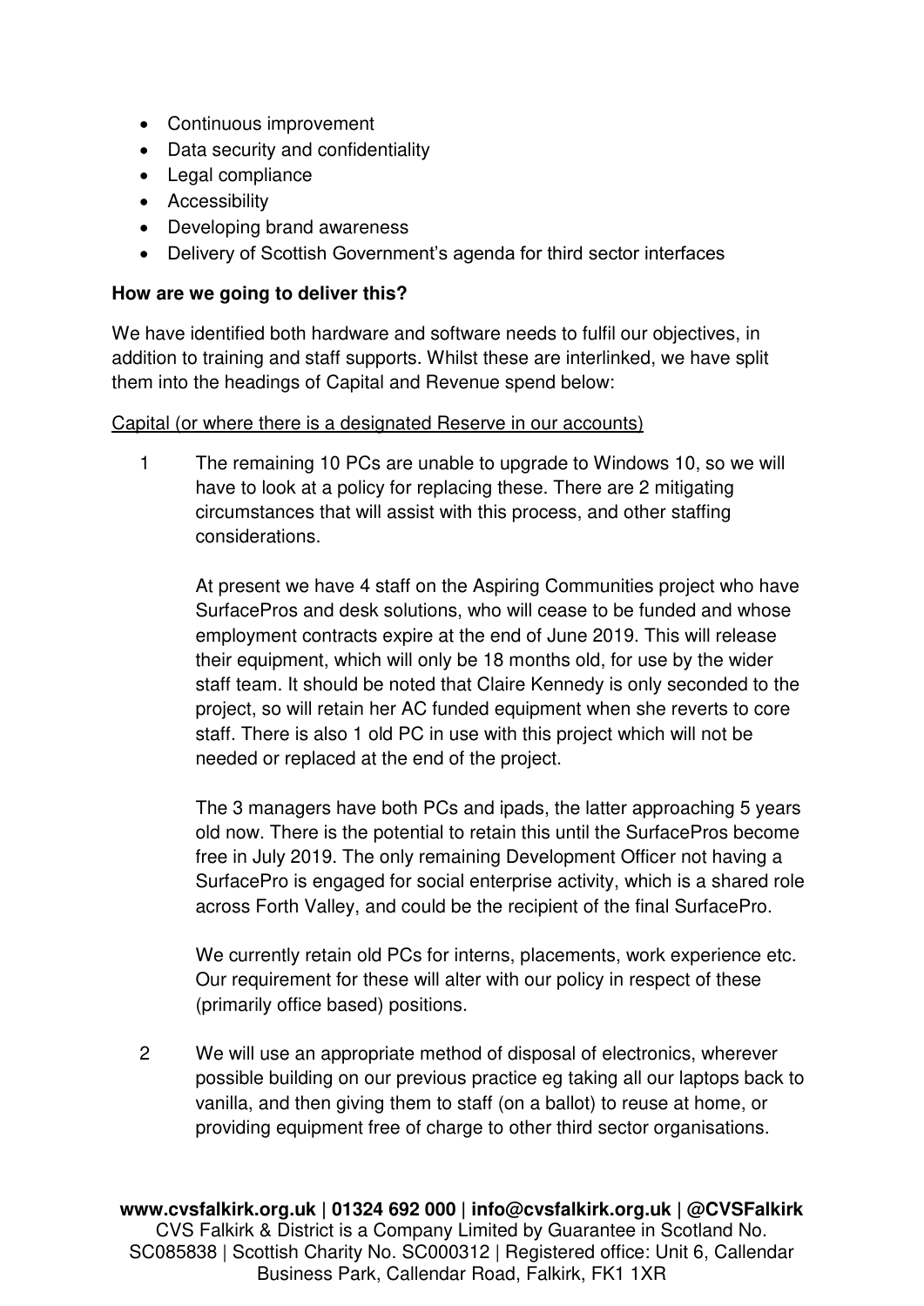- Continuous improvement
- Data security and confidentiality
- Legal compliance
- Accessibility
- Developing brand awareness
- Delivery of Scottish Government's agenda for third sector interfaces

**How are we going to deliver this?**

We have identified both hardware and software needs to fulfil our objectives, in addition to training and staff supports. Whilst these are interlinked, we have split them into the headings of Capital and Revenue spend below:

<u>Capital (or where there is a designated Reserve in our accounts)</u>

1. The remaining 10 PCs are unable to upgrade to Windows 10, so we will have to look at a policy for replacing these. There are 2 mitigating circumstances that will assist with this process, and other staffing considerations.

   At present we have 4 staff on the Aspiring Communities project who have SurfacePros and desk solutions, who will cease to be funded and whose employment contracts expire at the end of June 2019. This will release their equipment, which will only be 18 months old, for use by the wider staff team. It should be noted that Claire Kennedy is only seconded to the project, so will retain her AC funded equipment when she reverts to core staff. There is also 1 old PC in use with this project which will not be needed or replaced at the end of the project.

   The 3 managers have both PCs and ipads, the latter approaching 5 years old now. There is the potential to retain this until the SurfacePros become free in July 2019. The only remaining Development Officer not having a SurfacePro is engaged for social enterprise activity, which is a shared role across Forth Valley, and could be the recipient of the final SurfacePro.

   We currently retain old PCs for interns, placements, work experience etc. Our requirement for these will alter with our policy in respect of these (primarily office based) positions.

2. We will use an appropriate method of disposal of electronics, wherever possible building on our previous practice eg taking all our laptops back to vanilla, and then giving them to staff (on a ballot) to reuse at home, or providing equipment free of charge to other third sector organisations.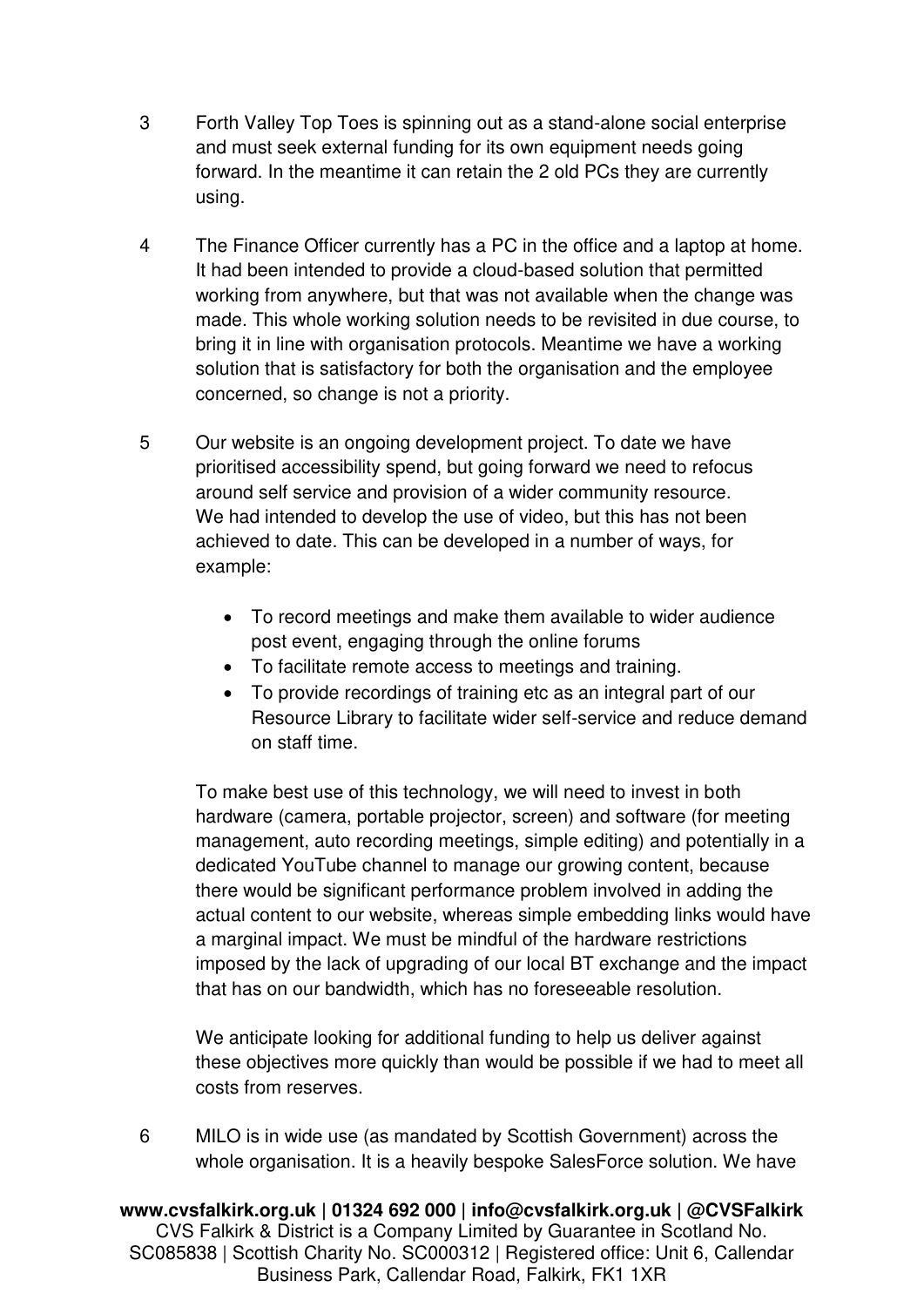3 Forth Valley Top Toes is spinning out as a stand-alone social enterprise and must seek external funding for its own equipment needs going forward. In the meantime it can retain the 2 old PCs they are currently using.

4 The Finance Officer currently has a PC in the office and a laptop at home. It had been intended to provide a cloud-based solution that permitted working from anywhere, but that was not available when the change was made. This whole working solution needs to be revisited in due course, to bring it in line with organisation protocols. Meantime we have a working solution that is satisfactory for both the organisation and the employee concerned, so change is not a priority.

5 Our website is an ongoing development project. To date we have prioritised accessibility spend, but going forward we need to refocus around self service and provision of a wider community resource. We had intended to develop the use of video, but this has not been achieved to date. This can be developed in a number of ways, for example:

- To record meetings and make them available to wider audience post event, engaging through the online forums
- To facilitate remote access to meetings and training.
- To provide recordings of training etc as an integral part of our Resource Library to facilitate wider self-service and reduce demand on staff time.

To make best use of this technology, we will need to invest in both hardware (camera, portable projector, screen) and software (for meeting management, auto recording meetings, simple editing) and potentially in a dedicated YouTube channel to manage our growing content, because there would be significant performance problem involved in adding the actual content to our website, whereas simple embedding links would have a marginal impact. We must be mindful of the hardware restrictions imposed by the lack of upgrading of our local BT exchange and the impact that has on our bandwidth, which has no foreseeable resolution.

We anticipate looking for additional funding to help us deliver against these objectives more quickly than would be possible if we had to meet all costs from reserves.

6 MILO is in wide use (as mandated by Scottish Government) across the whole organisation. It is a heavily bespoke SalesForce solution. We have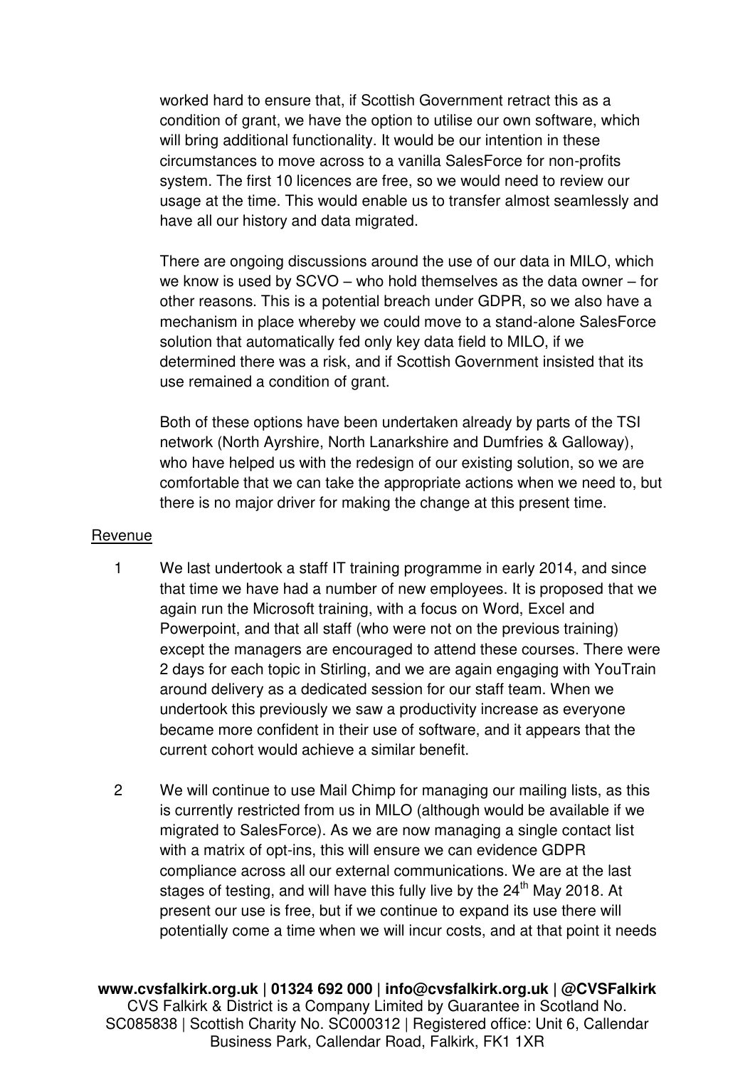worked hard to ensure that, if Scottish Government retract this as a condition of grant, we have the option to utilise our own software, which will bring additional functionality. It would be our intention in these circumstances to move across to a vanilla SalesForce for non-profits system. The first 10 licences are free, so we would need to review our usage at the time. This would enable us to transfer almost seamlessly and have all our history and data migrated.

There are ongoing discussions around the use of our data in MILO, which we know is used by SCVO – who hold themselves as the data owner – for other reasons. This is a potential breach under GDPR, so we also have a mechanism in place whereby we could move to a stand-alone SalesForce solution that automatically fed only key data field to MILO, if we determined there was a risk, and if Scottish Government insisted that its use remained a condition of grant.

Both of these options have been undertaken already by parts of the TSI network (North Ayrshire, North Lanarkshire and Dumfries & Galloway), who have helped us with the redesign of our existing solution, so we are comfortable that we can take the appropriate actions when we need to, but there is no major driver for making the change at this present time.

Revenue

1. We last undertook a staff IT training programme in early 2014, and since that time we have had a number of new employees. It is proposed that we again run the Microsoft training, with a focus on Word, Excel and Powerpoint, and that all staff (who were not on the previous training) except the managers are encouraged to attend these courses. There were 2 days for each topic in Stirling, and we are again engaging with YouTrain around delivery as a dedicated session for our staff team. When we undertook this previously we saw a productivity increase as everyone became more confident in their use of software, and it appears that the current cohort would achieve a similar benefit.

2. We will continue to use Mail Chimp for managing our mailing lists, as this is currently restricted from us in MILO (although would be available if we migrated to SalesForce). As we are now managing a single contact list with a matrix of opt-ins, this will ensure we can evidence GDPR compliance across all our external communications. We are at the last stages of testing, and will have this fully live by the 24th May 2018. At present our use is free, but if we continue to expand its use there will potentially come a time when we will incur costs, and at that point it needs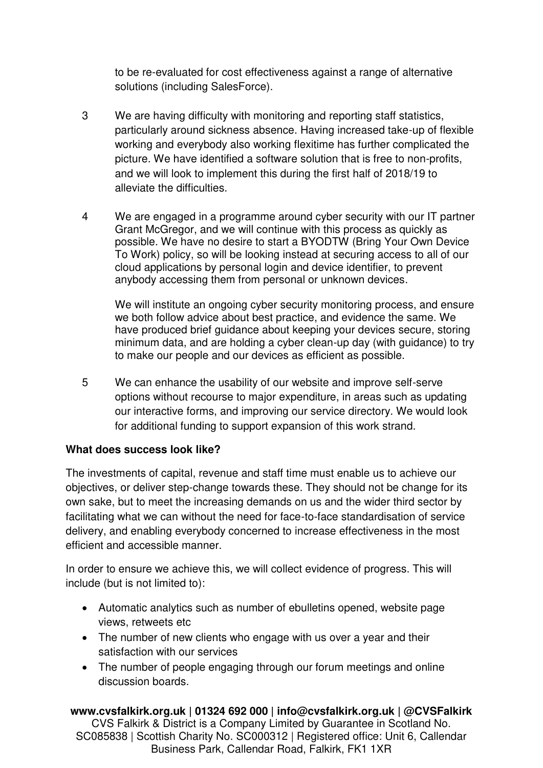to be re-evaluated for cost effectiveness against a range of alternative solutions (including SalesForce).

3. We are having difficulty with monitoring and reporting staff statistics, particularly around sickness absence. Having increased take-up of flexible working and everybody also working flexitime has further complicated the picture. We have identified a software solution that is free to non-profits, and we will look to implement this during the first half of 2018/19 to alleviate the difficulties.

4. We are engaged in a programme around cyber security with our IT partner Grant McGregor, and we will continue with this process as quickly as possible. We have no desire to start a BYODTW (Bring Your Own Device To Work) policy, so will be looking instead at securing access to all of our cloud applications by personal login and device identifier, to prevent anybody accessing them from personal or unknown devices.

   We will institute an ongoing cyber security monitoring process, and ensure we both follow advice about best practice, and evidence the same. We have produced brief guidance about keeping your devices secure, storing minimum data, and are holding a cyber clean-up day (with guidance) to try to make our people and our devices as efficient as possible.

5. We can enhance the usability of our website and improve self-serve options without recourse to major expenditure, in areas such as updating our interactive forms, and improving our service directory. We would look for additional funding to support expansion of this work strand.

**What does success look like?**

The investments of capital, revenue and staff time must enable us to achieve our objectives, or deliver step-change towards these. They should not be change for its own sake, but to meet the increasing demands on us and the wider third sector by facilitating what we can without the need for face-to-face standardisation of service delivery, and enabling everybody concerned to increase effectiveness in the most efficient and accessible manner.

In order to ensure we achieve this, we will collect evidence of progress. This will include (but is not limited to):

- Automatic analytics such as number of ebulletins opened, website page views, retweets etc
- The number of new clients who engage with us over a year and their satisfaction with our services
- The number of people engaging through our forum meetings and online discussion boards.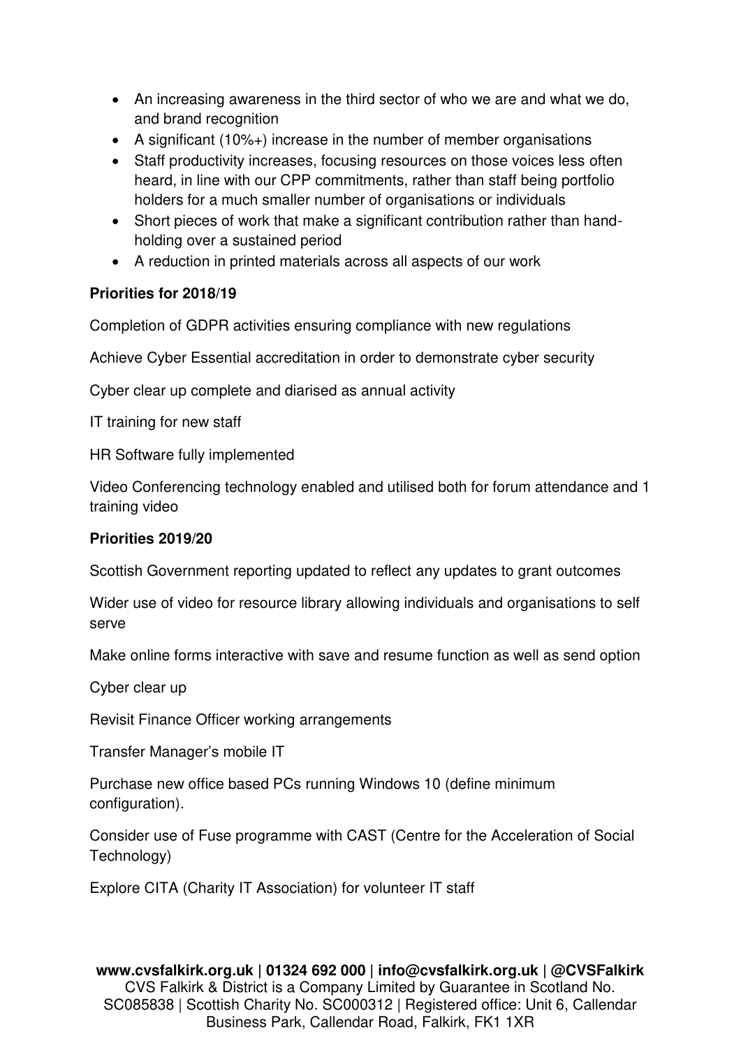- An increasing awareness in the third sector of who we are and what we do, and brand recognition
- A significant (10%+) increase in the number of member organisations
- Staff productivity increases, focusing resources on those voices less often heard, in line with our CPP commitments, rather than staff being portfolio holders for a much smaller number of organisations or individuals
- Short pieces of work that make a significant contribution rather than hand-holding over a sustained period
- A reduction in printed materials across all aspects of our work

**Priorities for 2018/19**

Completion of GDPR activities ensuring compliance with new regulations

Achieve Cyber Essential accreditation in order to demonstrate cyber security

Cyber clear up complete and diarised as annual activity

IT training for new staff

HR Software fully implemented

Video Conferencing technology enabled and utilised both for forum attendance and 1 training video

**Priorities 2019/20**

Scottish Government reporting updated to reflect any updates to grant outcomes

Wider use of video for resource library allowing individuals and organisations to self serve

Make online forms interactive with save and resume function as well as send option

Cyber clear up

Revisit Finance Officer working arrangements

Transfer Manager's mobile IT

Purchase new office based PCs running Windows 10 (define minimum configuration).

Consider use of Fuse programme with CAST (Centre for the Acceleration of Social Technology)

Explore CITA (Charity IT Association) for volunteer IT staff